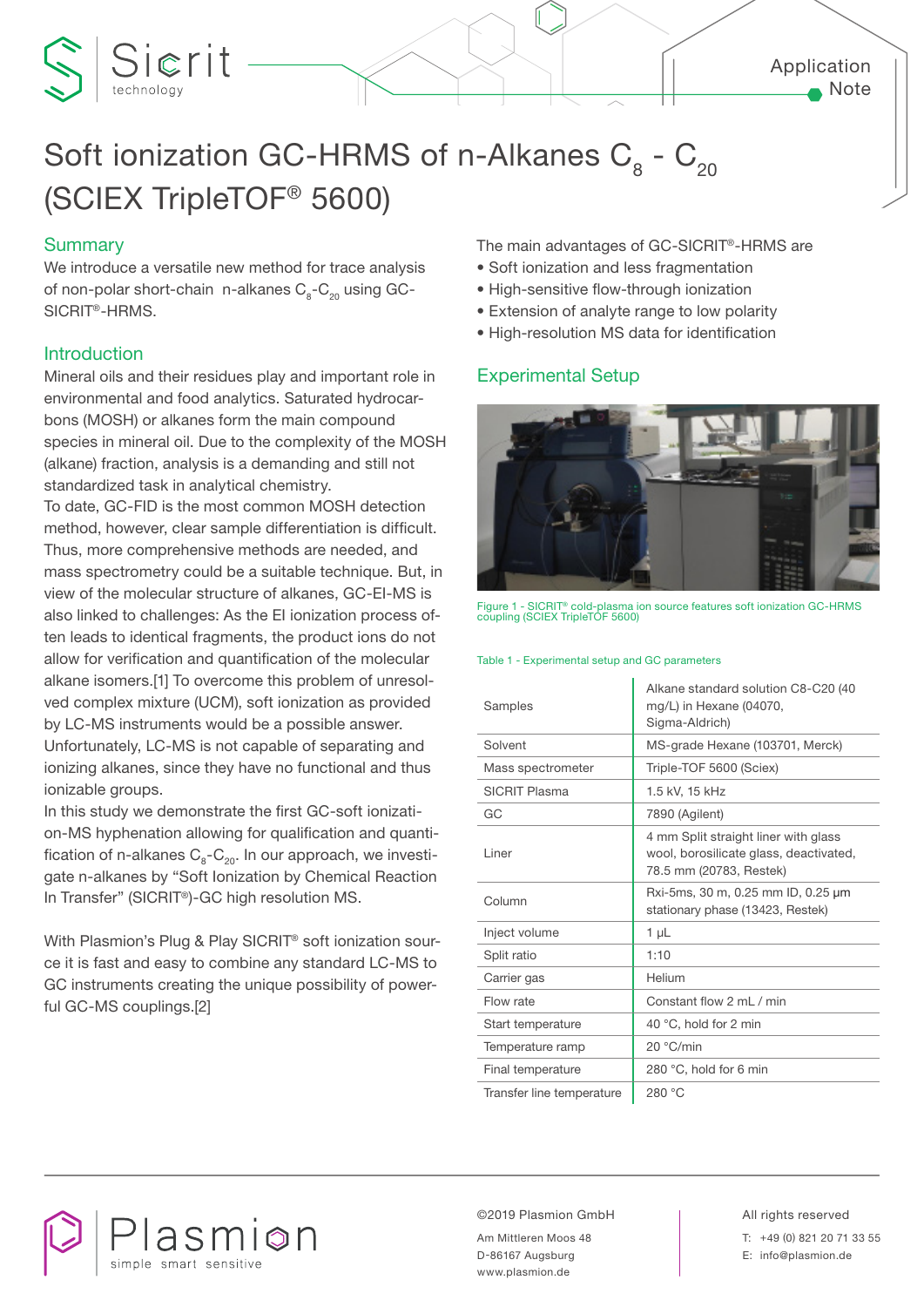# Soft ionization GC-HRMS of n-Alkanes $C_8$ - $C_{20}$ (SCIEX TripleTOF® 5600)

## Summary

We introduce a versatile new method for trace analysis of non-polar short-chain n-alkanes $C_8$-$C_{20}$ using GC-SICRIT®-HRMS.

## Introduction

Mineral oils and their residues play and important role in environmental and food analytics. Saturated hydrocarbons (MOSH) or alkanes form the main compound species in mineral oil. Due to the complexity of the MOSH (alkane) fraction, analysis is a demanding and still not standardized task in analytical chemistry.

To date, GC-FID is the most common MOSH detection method, however, clear sample differentiation is difficult. Thus, more comprehensive methods are needed, and mass spectrometry could be a suitable technique. But, in view of the molecular structure of alkanes, GC-EI-MS is also linked to challenges: As the EI ionization process often leads to identical fragments, the product ions do not allow for verification and quantification of the molecular alkane isomers.[1] To overcome this problem of unresolved complex mixture (UCM), soft ionization as provided by LC-MS instruments would be a possible answer. Unfortunately, LC-MS is not capable of separating and ionizing alkanes, since they have no functional and thus ionizable groups.

In this study we demonstrate the first GC-soft ionization-MS hyphenation allowing for qualification and quantification of n-alkanes $C_8$-$C_{20}$. In our approach, we investigate n-alkanes by “Soft Ionization by Chemical Reaction In Transfer” (SICRIT®)-GC high resolution MS.

With Plasmion’s Plug & Play SICRIT® soft ionization source it is fast and easy to combine any standard LC-MS to GC instruments creating the unique possibility of powerful GC-MS couplings.[2]

The main advantages of GC-SICRIT®-HRMS are

- Soft ionization and less fragmentation
- High-sensitive flow-through ionization
- Extension of analyte range to low polarity
- High-resolution MS data for identification

## Experimental Setup

Figure 1 - SICRIT® cold-plasma ion source features soft ionization GC-HRMS coupling (SCIEX TripleTOF 5600)

Table 1 - Experimental setup and GC parameters

| Parameter | Value |
|---|---|
| Samples | Alkane standard solution C8-C20 (40 mg/L) in Hexane (04070, Sigma-Aldrich) |
| Solvent | MS-grade Hexane (103701, Merck) |
| Mass spectrometer | Triple-TOF 5600 (Sciex) |
| SICRIT Plasma | 1.5 kV, 15 kHz |
| GC | 7890 (Agilent) |
| Liner | 4 mm Split straight liner with glass wool, borosilicate glass, deactivated, 78.5 mm (20783, Restek) |
| Column | Rxi-5ms, 30 m, 0.25 mm ID, 0.25 µm stationary phase (13423, Restek) |
| Inject volume | 1 µL |
| Split ratio | 1:10 |
| Carrier gas | Helium |
| Flow rate | Constant flow 2 mL / min |
| Start temperature | 40 °C, hold for 2 min |
| Temperature ramp | 20 °C/min |
| Final temperature | 280 °C, hold for 6 min |
| Transfer line temperature | 280 °C |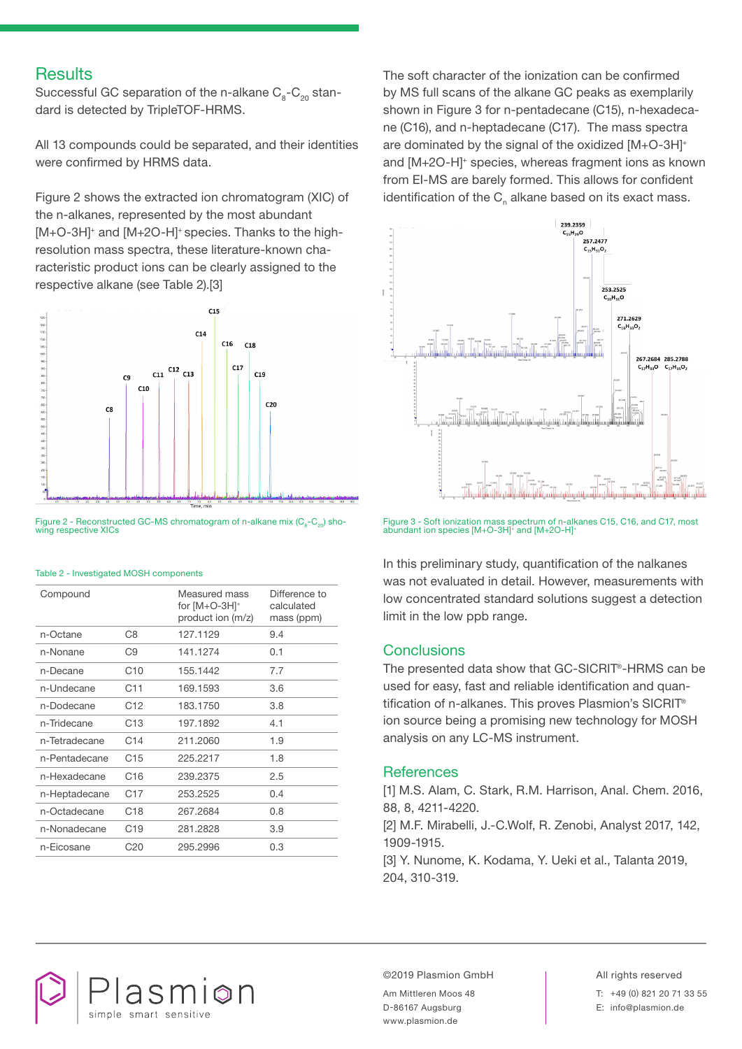## Results

Successful GC separation of the n-alkane $C_8$-$C_{20}$ standard is detected by TripleTOF-HRMS.

All 13 compounds could be separated, and their identities were confirmed by HRMS data.

Figure 2 shows the extracted ion chromatogram (XIC) of the n-alkanes, represented by the most abundant $[M+O-3H]^+$ and $[M+2O-H]^+$ species. Thanks to the high-resolution mass spectra, these literature-known characteristic product ions can be clearly assigned to the respective alkane (see Table 2).[3]

C15
C14
C16
C18
C12
C17
C9
C11
C13
C19
C10
C8
C20
Time, min

Figure 2 - Reconstructed GC-MS chromatogram of n-alkane mix ($C_8$-$C_{20}$) showing respective XICs

Table 2 - Investigated MOSH components

| Compound | | Measured mass for $[M+O-3H]^+$ product ion (m/z) | Difference to calculated mass (ppm) |
|---|---|---|---|
| n-Octane | C8 | 127.1129 | 9.4 |
| n-Nonane | C9 | 141.1274 | 0.1 |
| n-Decane | C10 | 155.1442 | 7.7 |
| n-Undecane | C11 | 169.1593 | 3.6 |
| n-Dodecane | C12 | 183.1750 | 3.8 |
| n-Tridecane | C13 | 197.1892 | 4.1 |
| n-Tetradecane | C14 | 211.2060 | 1.9 |
| n-Pentadecane | C15 | 225.2217 | 1.8 |
| n-Hexadecane | C16 | 239.2375 | 2.5 |
| n-Heptadecane | C17 | 253.2525 | 0.4 |
| n-Octadecane | C18 | 267.2684 | 0.8 |
| n-Nonadecane | C19 | 281.2828 | 3.9 |
| n-Eicosane | C20 | 295.2996 | 0.3 |

The soft character of the ionization can be confirmed by MS full scans of the alkane GC peaks as exemplarily shown in Figure 3 for n-pentadecane (C15), n-hexadecane (C16), and n-heptadecane (C17). The mass spectra are dominated by the signal of the oxidized $[M+O-3H]^+$ and $[M+2O-H]^+$ species, whereas fragment ions as known from EI-MS are barely formed. This allows for confident identification of the $C_n$ alkane based on its exact mass.

239.2359 $C_{15}H_{27}O$
257.2477 $C_{15}H_{29}O_2$
253.2525 $C_{16}H_{29}O$
271.2629 $C_{16}H_{31}O_2$
267.2684 $C_{17}H_{31}O$
285.2788 $C_{17}H_{33}O_2$

Figure 3 - Soft ionization mass spectrum of n-alkanes C15, C16, and C17, most abundant ion species $[M+O-3H]^+$ and $[M+2O-H]^+$

In this preliminary study, quantification of the nalkanes was not evaluated in detail. However, measurements with low concentrated standard solutions suggest a detection limit in the low ppb range.

## Conclusions

The presented data show that GC-SICRIT®-HRMS can be used for easy, fast and reliable identification and quantification of n-alkanes. This proves Plasmion's SICRIT® ion source being a promising new technology for MOSH analysis on any LC-MS instrument.

## References

[1] M.S. Alam, C. Stark, R.M. Harrison, Anal. Chem. 2016, 88, 8, 4211-4220.

[2] M.F. Mirabelli, J.-C.Wolf, R. Zenobi, Analyst 2017, 142, 1909-1915.

[3] Y. Nunome, K. Kodama, Y. Ueki et al., Talanta 2019, 204, 310-319.

Plasmion
simple smart sensitive

©2019 Plasmion GmbH
Am Mittleren Moos 48
D-86167 Augsburg
www.plasmion.de

All rights reserved
T: +49 (0) 821 20 71 33 55
E: info@plasmion.de